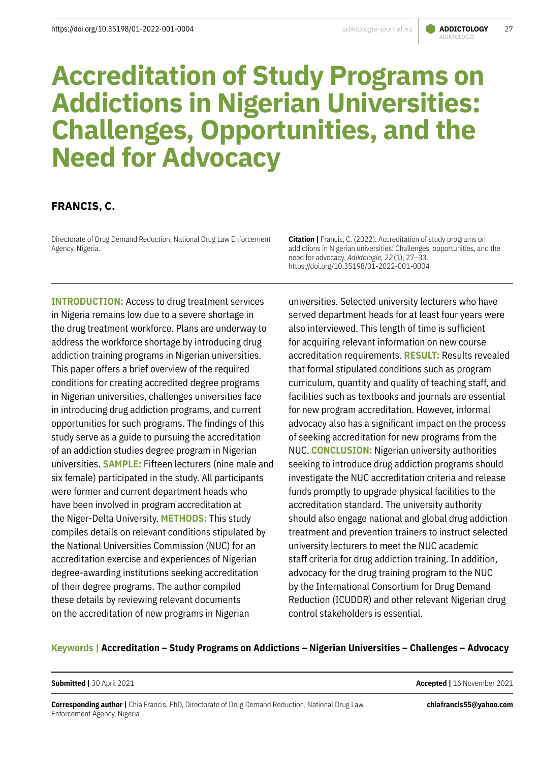# Accreditation of Study Programs on Addictions in Nigerian Universities: Challenges, Opportunities, and the Need for Advocacy

**FRANCIS, C.**

Directorate of Drug Demand Reduction, National Drug Law Enforcement Agency, Nigeria.

**Citation |** Francis, C. (2022). Accreditation of study programs on addictions in Nigerian universities: Challenges, opportunities, and the need for advocacy. *Adiktologie, 22* (1), 27–33. https://doi.org/10.35198/01-2022-001-0004

**INTRODUCTION:** Access to drug treatment services in Nigeria remains low due to a severe shortage in the drug treatment workforce. Plans are underway to address the workforce shortage by introducing drug addiction training programs in Nigerian universities. This paper offers a brief overview of the required conditions for creating accredited degree programs in Nigerian universities, challenges universities face in introducing drug addiction programs, and current opportunities for such programs. The findings of this study serve as a guide to pursuing the accreditation of an addiction studies degree program in Nigerian universities. **SAMPLE:** Fifteen lecturers (nine male and six female) participated in the study. All participants were former and current department heads who have been involved in program accreditation at the Niger-Delta University. **METHODS:** This study compiles details on relevant conditions stipulated by the National Universities Commission (NUC) for an accreditation exercise and experiences of Nigerian degree-awarding institutions seeking accreditation of their degree programs. The author compiled these details by reviewing relevant documents on the accreditation of new programs in Nigerian universities. Selected university lecturers who have served department heads for at least four years were also interviewed. This length of time is sufficient for acquiring relevant information on new course accreditation requirements. **RESULT:** Results revealed that formal stipulated conditions such as program curriculum, quantity and quality of teaching staff, and facilities such as textbooks and journals are essential for new program accreditation. However, informal advocacy also has a significant impact on the process of seeking accreditation for new programs from the NUC. **CONCLUSION:** Nigerian university authorities seeking to introduce drug addiction programs should investigate the NUC accreditation criteria and release funds promptly to upgrade physical facilities to the accreditation standard. The university authority should also engage national and global drug addiction treatment and prevention trainers to instruct selected university lecturers to meet the NUC academic staff criteria for drug addiction training. In addition, advocacy for the drug training program to the NUC by the International Consortium for Drug Demand Reduction (ICUDDR) and other relevant Nigerian drug control stakeholders is essential.

**Keywords | Accreditation – Study Programs on Addictions – Nigerian Universities – Challenges – Advocacy**

**Submitted |** 30 April 2021

**Accepted |** 16 November 2021

**Corresponding author |** Chia Francis, PhD, Directorate of Drug Demand Reduction, National Drug Law Enforcement Agency, Nigeria

**chiafrancis55@yahoo.com**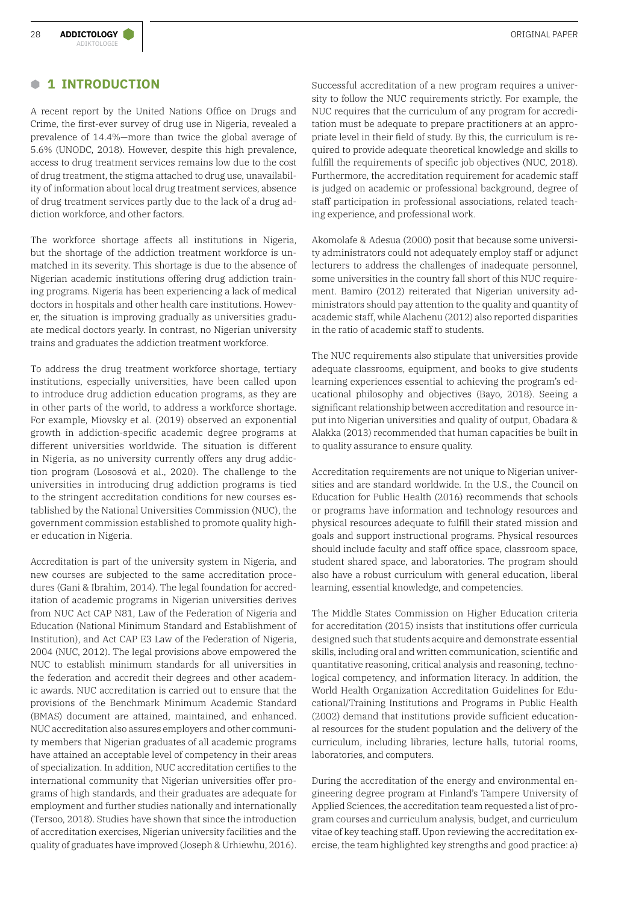## 1 INTRODUCTION

A recent report by the United Nations Office on Drugs and Crime, the first-ever survey of drug use in Nigeria, revealed a prevalence of 14.4%—more than twice the global average of 5.6% (UNODC, 2018). However, despite this high prevalence, access to drug treatment services remains low due to the cost of drug treatment, the stigma attached to drug use, unavailability of information about local drug treatment services, absence of drug treatment services partly due to the lack of a drug addiction workforce, and other factors.

The workforce shortage affects all institutions in Nigeria, but the shortage of the addiction treatment workforce is unmatched in its severity. This shortage is due to the absence of Nigerian academic institutions offering drug addiction training programs. Nigeria has been experiencing a lack of medical doctors in hospitals and other health care institutions. However, the situation is improving gradually as universities graduate medical doctors yearly. In contrast, no Nigerian university trains and graduates the addiction treatment workforce.

To address the drug treatment workforce shortage, tertiary institutions, especially universities, have been called upon to introduce drug addiction education programs, as they are in other parts of the world, to address a workforce shortage. For example, Miovsky et al. (2019) observed an exponential growth in addiction-specific academic degree programs at different universities worldwide. The situation is different in Nigeria, as no university currently offers any drug addiction program (Lososová et al., 2020). The challenge to the universities in introducing drug addiction programs is tied to the stringent accreditation conditions for new courses established by the National Universities Commission (NUC), the government commission established to promote quality higher education in Nigeria.

Accreditation is part of the university system in Nigeria, and new courses are subjected to the same accreditation procedures (Gani & Ibrahim, 2014). The legal foundation for accreditation of academic programs in Nigerian universities derives from NUC Act CAP N81, Law of the Federation of Nigeria and Education (National Minimum Standard and Establishment of Institution), and Act CAP E3 Law of the Federation of Nigeria, 2004 (NUC, 2012). The legal provisions above empowered the NUC to establish minimum standards for all universities in the federation and accredit their degrees and other academic awards. NUC accreditation is carried out to ensure that the provisions of the Benchmark Minimum Academic Standard (BMAS) document are attained, maintained, and enhanced. NUC accreditation also assures employers and other community members that Nigerian graduates of all academic programs have attained an acceptable level of competency in their areas of specialization. In addition, NUC accreditation certifies to the international community that Nigerian universities offer programs of high standards, and their graduates are adequate for employment and further studies nationally and internationally (Tersoo, 2018). Studies have shown that since the introduction of accreditation exercises, Nigerian university facilities and the quality of graduates have improved (Joseph & Urhiewhu, 2016).

Successful accreditation of a new program requires a university to follow the NUC requirements strictly. For example, the NUC requires that the curriculum of any program for accreditation must be adequate to prepare practitioners at an appropriate level in their field of study. By this, the curriculum is required to provide adequate theoretical knowledge and skills to fulfill the requirements of specific job objectives (NUC, 2018). Furthermore, the accreditation requirement for academic staff is judged on academic or professional background, degree of staff participation in professional associations, related teaching experience, and professional work.

Akomolafe & Adesua (2000) posit that because some university administrators could not adequately employ staff or adjunct lecturers to address the challenges of inadequate personnel, some universities in the country fall short of this NUC requirement. Bamiro (2012) reiterated that Nigerian university administrators should pay attention to the quality and quantity of academic staff, while Alachenu (2012) also reported disparities in the ratio of academic staff to students.

The NUC requirements also stipulate that universities provide adequate classrooms, equipment, and books to give students learning experiences essential to achieving the program's educational philosophy and objectives (Bayo, 2018). Seeing a significant relationship between accreditation and resource input into Nigerian universities and quality of output, Obadara & Alakka (2013) recommended that human capacities be built in to quality assurance to ensure quality.

Accreditation requirements are not unique to Nigerian universities and are standard worldwide. In the U.S., the Council on Education for Public Health (2016) recommends that schools or programs have information and technology resources and physical resources adequate to fulfill their stated mission and goals and support instructional programs. Physical resources should include faculty and staff office space, classroom space, student shared space, and laboratories. The program should also have a robust curriculum with general education, liberal learning, essential knowledge, and competencies.

The Middle States Commission on Higher Education criteria for accreditation (2015) insists that institutions offer curricula designed such that students acquire and demonstrate essential skills, including oral and written communication, scientific and quantitative reasoning, critical analysis and reasoning, technological competency, and information literacy. In addition, the World Health Organization Accreditation Guidelines for Educational/Training Institutions and Programs in Public Health (2002) demand that institutions provide sufficient educational resources for the student population and the delivery of the curriculum, including libraries, lecture halls, tutorial rooms, laboratories, and computers.

During the accreditation of the energy and environmental engineering degree program at Finland's Tampere University of Applied Sciences, the accreditation team requested a list of program courses and curriculum analysis, budget, and curriculum vitae of key teaching staff. Upon reviewing the accreditation exercise, the team highlighted key strengths and good practice: a)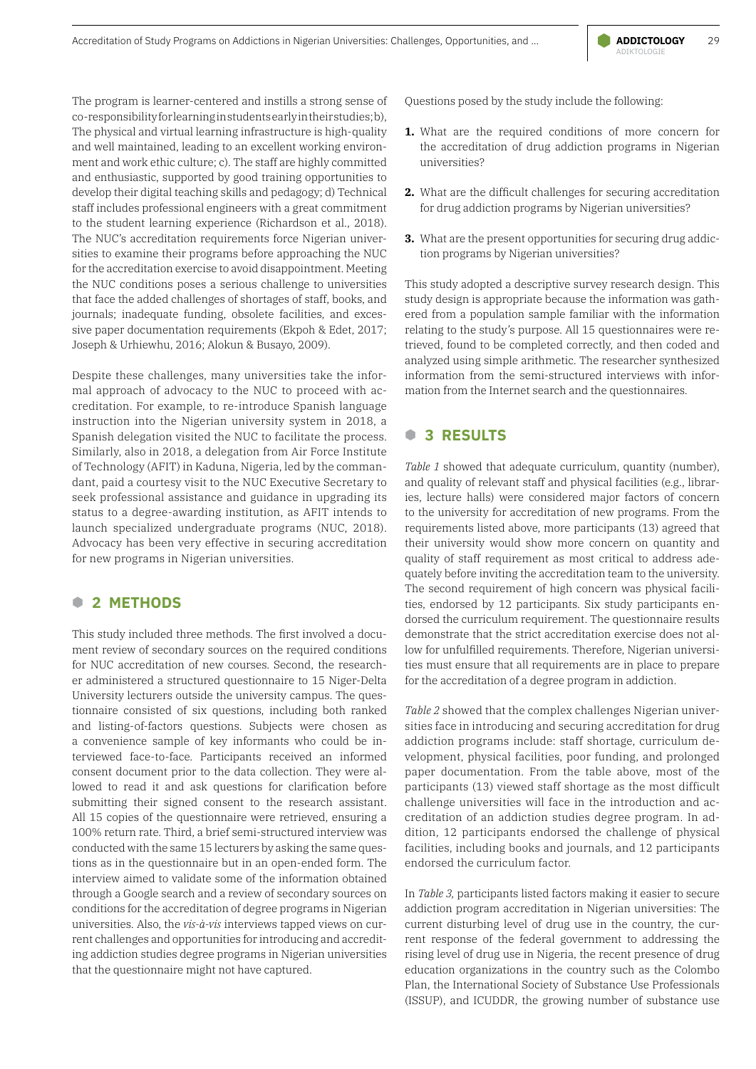The program is learner-centered and instills a strong sense of co-responsibility for learning in students early in their studies; b), The physical and virtual learning infrastructure is high-quality and well maintained, leading to an excellent working environment and work ethic culture; c). The staff are highly committed and enthusiastic, supported by good training opportunities to develop their digital teaching skills and pedagogy; d) Technical staff includes professional engineers with a great commitment to the student learning experience (Richardson et al., 2018). The NUC's accreditation requirements force Nigerian universities to examine their programs before approaching the NUC for the accreditation exercise to avoid disappointment. Meeting the NUC conditions poses a serious challenge to universities that face the added challenges of shortages of staff, books, and journals; inadequate funding, obsolete facilities, and excessive paper documentation requirements (Ekpoh & Edet, 2017; Joseph & Urhiewhu, 2016; Alokun & Busayo, 2009).

Despite these challenges, many universities take the informal approach of advocacy to the NUC to proceed with accreditation. For example, to re-introduce Spanish language instruction into the Nigerian university system in 2018, a Spanish delegation visited the NUC to facilitate the process. Similarly, also in 2018, a delegation from Air Force Institute of Technology (AFIT) in Kaduna, Nigeria, led by the commandant, paid a courtesy visit to the NUC Executive Secretary to seek professional assistance and guidance in upgrading its status to a degree-awarding institution, as AFIT intends to launch specialized undergraduate programs (NUC, 2018). Advocacy has been very effective in securing accreditation for new programs in Nigerian universities.

## 2 METHODS

This study included three methods. The first involved a document review of secondary sources on the required conditions for NUC accreditation of new courses. Second, the researcher administered a structured questionnaire to 15 Niger-Delta University lecturers outside the university campus. The questionnaire consisted of six questions, including both ranked and listing-of-factors questions. Subjects were chosen as a convenience sample of key informants who could be interviewed face-to-face. Participants received an informed consent document prior to the data collection. They were allowed to read it and ask questions for clarification before submitting their signed consent to the research assistant. All 15 copies of the questionnaire were retrieved, ensuring a 100% return rate. Third, a brief semi-structured interview was conducted with the same 15 lecturers by asking the same questions as in the questionnaire but in an open-ended form. The interview aimed to validate some of the information obtained through a Google search and a review of secondary sources on conditions for the accreditation of degree programs in Nigerian universities. Also, the *vis-à-vis* interviews tapped views on current challenges and opportunities for introducing and accrediting addiction studies degree programs in Nigerian universities that the questionnaire might not have captured.

Questions posed by the study include the following:

1. What are the required conditions of more concern for the accreditation of drug addiction programs in Nigerian universities?
2. What are the difficult challenges for securing accreditation for drug addiction programs by Nigerian universities?
3. What are the present opportunities for securing drug addiction programs by Nigerian universities?

This study adopted a descriptive survey research design. This study design is appropriate because the information was gathered from a population sample familiar with the information relating to the study's purpose. All 15 questionnaires were retrieved, found to be completed correctly, and then coded and analyzed using simple arithmetic. The researcher synthesized information from the semi-structured interviews with information from the Internet search and the questionnaires.

## 3 RESULTS

*Table 1* showed that adequate curriculum, quantity (number), and quality of relevant staff and physical facilities (e.g., libraries, lecture halls) were considered major factors of concern to the university for accreditation of new programs. From the requirements listed above, more participants (13) agreed that their university would show more concern on quantity and quality of staff requirement as most critical to address adequately before inviting the accreditation team to the university. The second requirement of high concern was physical facilities, endorsed by 12 participants. Six study participants endorsed the curriculum requirement. The questionnaire results demonstrate that the strict accreditation exercise does not allow for unfulfilled requirements. Therefore, Nigerian universities must ensure that all requirements are in place to prepare for the accreditation of a degree program in addiction.

*Table 2* showed that the complex challenges Nigerian universities face in introducing and securing accreditation for drug addiction programs include: staff shortage, curriculum development, physical facilities, poor funding, and prolonged paper documentation. From the table above, most of the participants (13) viewed staff shortage as the most difficult challenge universities will face in the introduction and accreditation of an addiction studies degree program. In addition, 12 participants endorsed the challenge of physical facilities, including books and journals, and 12 participants endorsed the curriculum factor.

In *Table 3*, participants listed factors making it easier to secure addiction program accreditation in Nigerian universities: The current disturbing level of drug use in the country, the current response of the federal government to addressing the rising level of drug use in Nigeria, the recent presence of drug education organizations in the country such as the Colombo Plan, the International Society of Substance Use Professionals (ISSUP), and ICUDDR, the growing number of substance use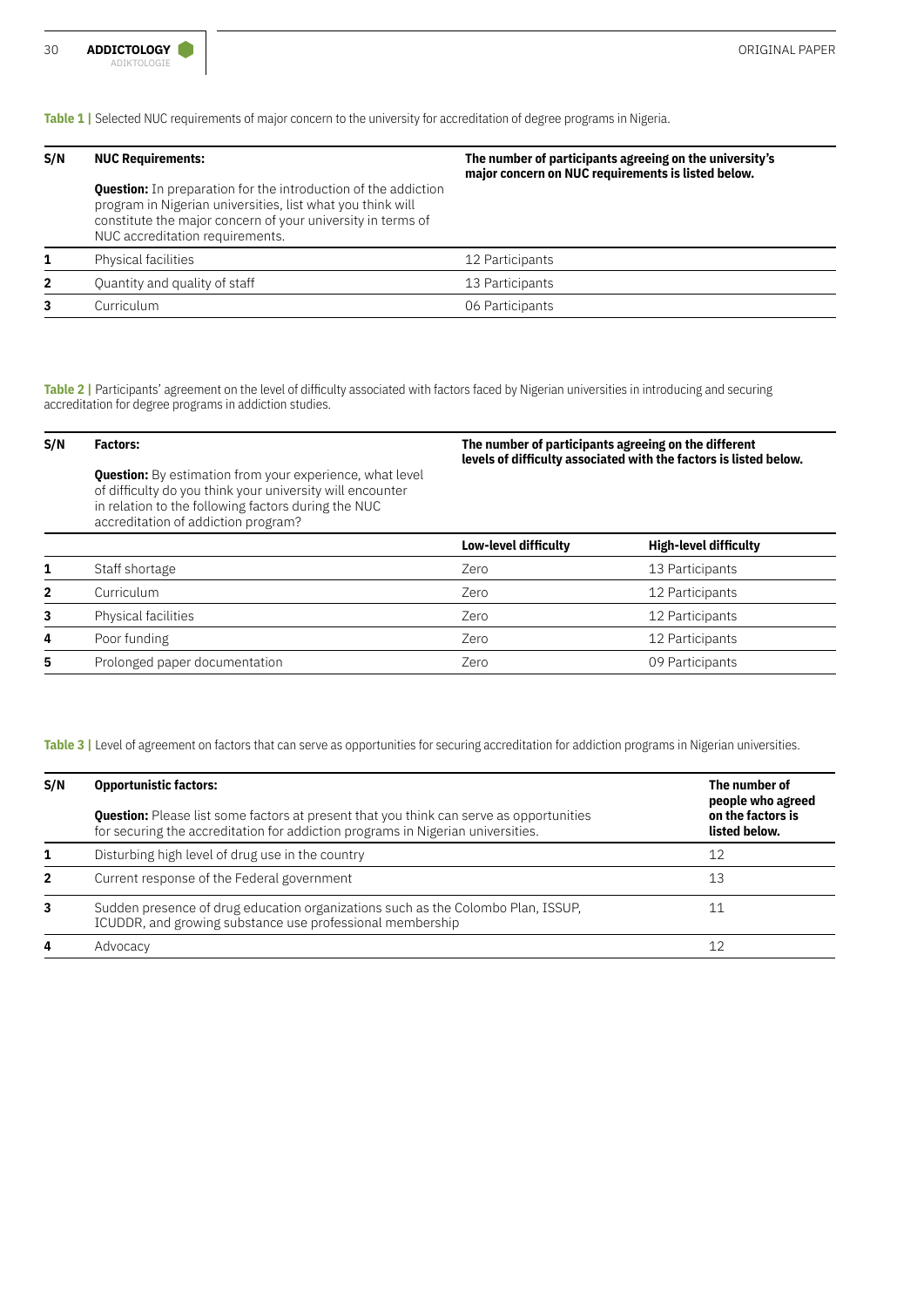**Table 1 |** Selected NUC requirements of major concern to the university for accreditation of degree programs in Nigeria.

| S/N | NUC Requirements: **Question:** In preparation for the introduction of the addiction program in Nigerian universities, list what you think will constitute the major concern of your university in terms of NUC accreditation requirements. | The number of participants agreeing on the university's major concern on NUC requirements is listed below. |
|---|---|---|
| 1 | Physical facilities | 12 Participants |
| 2 | Quantity and quality of staff | 13 Participants |
| 3 | Curriculum | 06 Participants |

**Table 2 |** Participants' agreement on the level of difficulty associated with factors faced by Nigerian universities in introducing and securing accreditation for degree programs in addiction studies.

| S/N | Factors: **Question:** By estimation from your experience, what level of difficulty do you think your university will encounter in relation to the following factors during the NUC accreditation of addiction program? | The number of participants agreeing on the different levels of difficulty associated with the factors is listed below. | |
|---|---|---|---|
| | | **Low-level difficulty** | **High-level difficulty** |
| 1 | Staff shortage | Zero | 13 Participants |
| 2 | Curriculum | Zero | 12 Participants |
| 3 | Physical facilities | Zero | 12 Participants |
| 4 | Poor funding | Zero | 12 Participants |
| 5 | Prolonged paper documentation | Zero | 09 Participants |

**Table 3 |** Level of agreement on factors that can serve as opportunities for securing accreditation for addiction programs in Nigerian universities.

| S/N | Opportunistic factors: **Question:** Please list some factors at present that you think can serve as opportunities for securing the accreditation for addiction programs in Nigerian universities. | The number of people who agreed on the factors is listed below. |
|---|---|---|
| 1 | Disturbing high level of drug use in the country | 12 |
| 2 | Current response of the Federal government | 13 |
| 3 | Sudden presence of drug education organizations such as the Colombo Plan, ISSUP, ICUDDR, and growing substance use professional membership | 11 |
| 4 | Advocacy | 12 |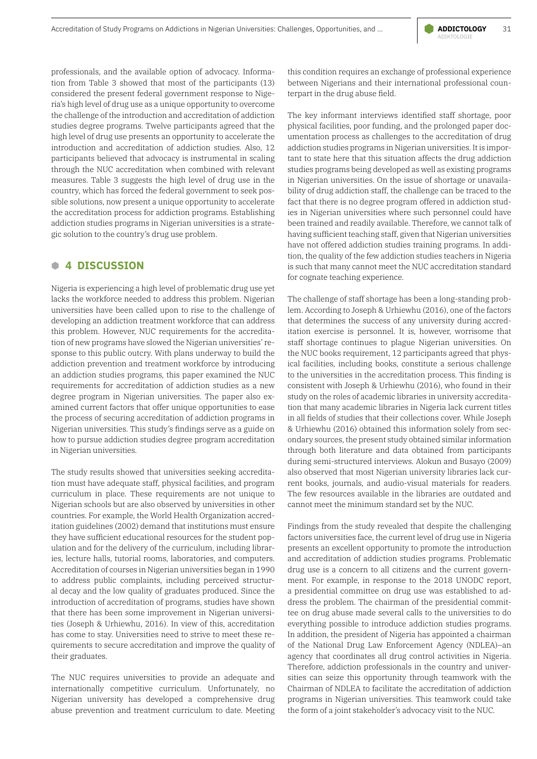professionals, and the available option of advocacy. Information from Table 3 showed that most of the participants (13) considered the present federal government response to Nigeria's high level of drug use as a unique opportunity to overcome the challenge of the introduction and accreditation of addiction studies degree programs. Twelve participants agreed that the high level of drug use presents an opportunity to accelerate the introduction and accreditation of addiction studies. Also, 12 participants believed that advocacy is instrumental in scaling through the NUC accreditation when combined with relevant measures. Table 3 suggests the high level of drug use in the country, which has forced the federal government to seek possible solutions, now present a unique opportunity to accelerate the accreditation process for addiction programs. Establishing addiction studies programs in Nigerian universities is a strategic solution to the country's drug use problem.

## 4 DISCUSSION

Nigeria is experiencing a high level of problematic drug use yet lacks the workforce needed to address this problem. Nigerian universities have been called upon to rise to the challenge of developing an addiction treatment workforce that can address this problem. However, NUC requirements for the accreditation of new programs have slowed the Nigerian universities' response to this public outcry. With plans underway to build the addiction prevention and treatment workforce by introducing an addiction studies programs, this paper examined the NUC requirements for accreditation of addiction studies as a new degree program in Nigerian universities. The paper also examined current factors that offer unique opportunities to ease the process of securing accreditation of addiction programs in Nigerian universities. This study's findings serve as a guide on how to pursue addiction studies degree program accreditation in Nigerian universities.

The study results showed that universities seeking accreditation must have adequate staff, physical facilities, and program curriculum in place. These requirements are not unique to Nigerian schools but are also observed by universities in other countries. For example, the World Health Organization accreditation guidelines (2002) demand that institutions must ensure they have sufficient educational resources for the student population and for the delivery of the curriculum, including libraries, lecture halls, tutorial rooms, laboratories, and computers. Accreditation of courses in Nigerian universities began in 1990 to address public complaints, including perceived structural decay and the low quality of graduates produced. Since the introduction of accreditation of programs, studies have shown that there has been some improvement in Nigerian universities (Joseph & Urhiewhu, 2016). In view of this, accreditation has come to stay. Universities need to strive to meet these requirements to secure accreditation and improve the quality of their graduates.

The NUC requires universities to provide an adequate and internationally competitive curriculum. Unfortunately, no Nigerian university has developed a comprehensive drug abuse prevention and treatment curriculum to date. Meeting this condition requires an exchange of professional experience between Nigerians and their international professional counterpart in the drug abuse field.

The key informant interviews identified staff shortage, poor physical facilities, poor funding, and the prolonged paper documentation process as challenges to the accreditation of drug addiction studies programs in Nigerian universities. It is important to state here that this situation affects the drug addiction studies programs being developed as well as existing programs in Nigerian universities. On the issue of shortage or unavailability of drug addiction staff, the challenge can be traced to the fact that there is no degree program offered in addiction studies in Nigerian universities where such personnel could have been trained and readily available. Therefore, we cannot talk of having sufficient teaching staff, given that Nigerian universities have not offered addiction studies training programs. In addition, the quality of the few addiction studies teachers in Nigeria is such that many cannot meet the NUC accreditation standard for cognate teaching experience.

The challenge of staff shortage has been a long-standing problem. According to Joseph & Urhiewhu (2016), one of the factors that determines the success of any university during accreditation exercise is personnel. It is, however, worrisome that staff shortage continues to plague Nigerian universities. On the NUC books requirement, 12 participants agreed that physical facilities, including books, constitute a serious challenge to the universities in the accreditation process. This finding is consistent with Joseph & Urhiewhu (2016), who found in their study on the roles of academic libraries in university accreditation that many academic libraries in Nigeria lack current titles in all fields of studies that their collections cover. While Joseph & Urhiewhu (2016) obtained this information solely from secondary sources, the present study obtained similar information through both literature and data obtained from participants during semi-structured interviews. Alokun and Busayo (2009) also observed that most Nigerian university libraries lack current books, journals, and audio-visual materials for readers. The few resources available in the libraries are outdated and cannot meet the minimum standard set by the NUC.

Findings from the study revealed that despite the challenging factors universities face, the current level of drug use in Nigeria presents an excellent opportunity to promote the introduction and accreditation of addiction studies programs. Problematic drug use is a concern to all citizens and the current government. For example, in response to the 2018 UNODC report, a presidential committee on drug use was established to address the problem. The chairman of the presidential committee on drug abuse made several calls to the universities to do everything possible to introduce addiction studies programs. In addition, the president of Nigeria has appointed a chairman of the National Drug Law Enforcement Agency (NDLEA)–an agency that coordinates all drug control activities in Nigeria. Therefore, addiction professionals in the country and universities can seize this opportunity through teamwork with the Chairman of NDLEA to facilitate the accreditation of addiction programs in Nigerian universities. This teamwork could take the form of a joint stakeholder's advocacy visit to the NUC.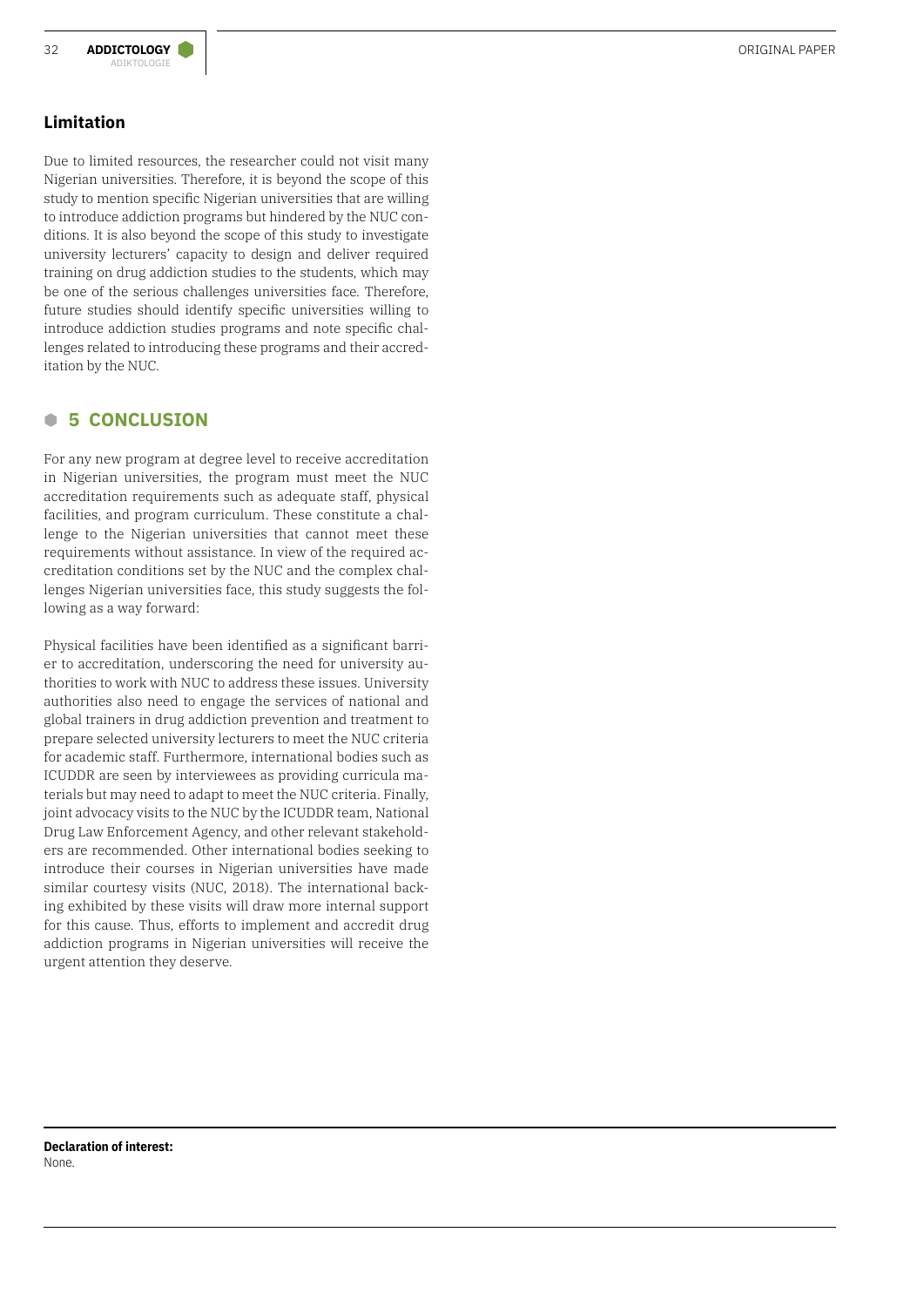## Limitation

Due to limited resources, the researcher could not visit many Nigerian universities. Therefore, it is beyond the scope of this study to mention specific Nigerian universities that are willing to introduce addiction programs but hindered by the NUC conditions. It is also beyond the scope of this study to investigate university lecturers' capacity to design and deliver required training on drug addiction studies to the students, which may be one of the serious challenges universities face. Therefore, future studies should identify specific universities willing to introduce addiction studies programs and note specific challenges related to introducing these programs and their accreditation by the NUC.

## 5 CONCLUSION

For any new program at degree level to receive accreditation in Nigerian universities, the program must meet the NUC accreditation requirements such as adequate staff, physical facilities, and program curriculum. These constitute a challenge to the Nigerian universities that cannot meet these requirements without assistance. In view of the required accreditation conditions set by the NUC and the complex challenges Nigerian universities face, this study suggests the following as a way forward:

Physical facilities have been identified as a significant barrier to accreditation, underscoring the need for university authorities to work with NUC to address these issues. University authorities also need to engage the services of national and global trainers in drug addiction prevention and treatment to prepare selected university lecturers to meet the NUC criteria for academic staff. Furthermore, international bodies such as ICUDDR are seen by interviewees as providing curricula materials but may need to adapt to meet the NUC criteria. Finally, joint advocacy visits to the NUC by the ICUDDR team, National Drug Law Enforcement Agency, and other relevant stakeholders are recommended. Other international bodies seeking to introduce their courses in Nigerian universities have made similar courtesy visits (NUC, 2018). The international backing exhibited by these visits will draw more internal support for this cause. Thus, efforts to implement and accredit drug addiction programs in Nigerian universities will receive the urgent attention they deserve.

**Declaration of interest:**
None.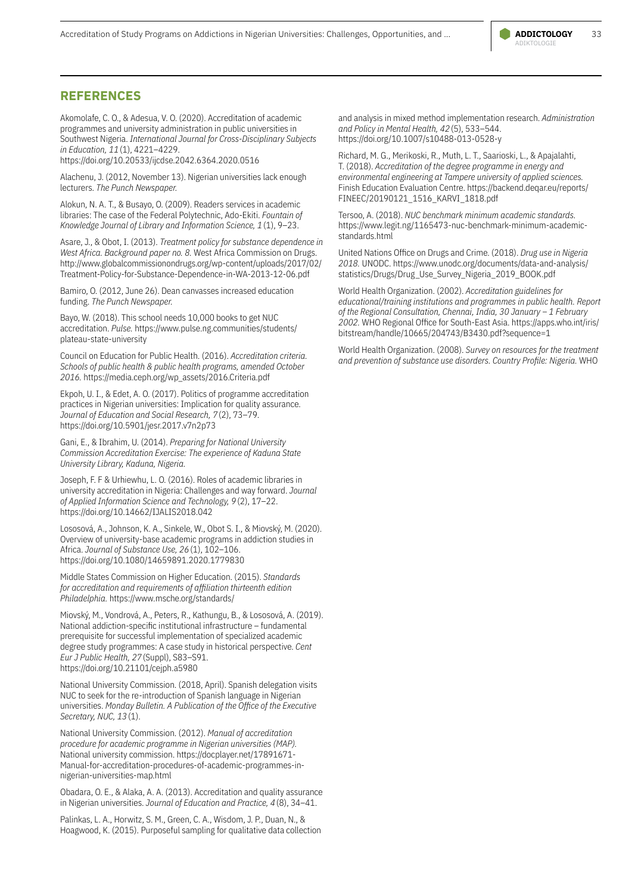## REFERENCES

Akomolafe, C. O., & Adesua, V. O. (2020). Accreditation of academic programmes and university administration in public universities in Southwest Nigeria. *International Journal for Cross-Disciplinary Subjects in Education, 11* (1), 4221–4229. https://doi.org/10.20533/ijcdse.2042.6364.2020.0516

Alachenu, J. (2012, November 13). Nigerian universities lack enough lecturers. *The Punch Newspaper.*

Alokun, N. A. T., & Busayo, O. (2009). Readers services in academic libraries: The case of the Federal Polytechnic, Ado-Ekiti. *Fountain of Knowledge Journal of Library and Information Science, 1* (1), 9–23.

Asare, J., & Obot, I. (2013). *Treatment policy for substance dependence in West Africa. Background paper no. 8.* West Africa Commission on Drugs. http://www.globalcommissionondrugs.org/wp-content/uploads/2017/02/Treatment-Policy-for-Substance-Dependence-in-WA-2013-12-06.pdf

Bamiro, O. (2012, June 26). Dean canvasses increased education funding. *The Punch Newspaper.*

Bayo, W. (2018). This school needs 10,000 books to get NUC accreditation. *Pulse.* https://www.pulse.ng.communities/students/plateau-state-university

Council on Education for Public Health. (2016). *Accreditation criteria. Schools of public health & public health programs, amended October 2016.* https://media.ceph.org/wp_assets/2016.Criteria.pdf

Ekpoh, U. I., & Edet, A. O. (2017). Politics of programme accreditation practices in Nigerian universities: Implication for quality assurance. *Journal of Education and Social Research, 7* (2), 73–79. https://doi.org/10.5901/jesr.2017.v7n2p73

Gani, E., & Ibrahim, U. (2014). *Preparing for National University Commission Accreditation Exercise: The experience of Kaduna State University Library, Kaduna, Nigeria.*

Joseph, F. F & Urhiewhu, L. O. (2016). Roles of academic libraries in university accreditation in Nigeria: Challenges and way forward. *Journal of Applied Information Science and Technology, 9* (2), 17–22. https://doi.org/10.14662/IJALIS2018.042

Lososová, A., Johnson, K. A., Sinkele, W., Obot S. I., & Miovský, M. (2020). Overview of university-base academic programs in addiction studies in Africa. *Journal of Substance Use, 26* (1), 102–106. https://doi.org/10.1080/14659891.2020.1779830

Middle States Commission on Higher Education. (2015). *Standards for accreditation and requirements of affiliation thirteenth edition Philadelphia.* https://www.msche.org/standards/

Miovský, M., Vondrová, A., Peters, R., Kathungu, B., & Lososová, A. (2019). National addiction-specific institutional infrastructure – fundamental prerequisite for successful implementation of specialized academic degree study programmes: A case study in historical perspective. *Cent Eur J Public Health, 27* (Suppl), S83–S91. https://doi.org/10.21101/cejph.a5980

National University Commission. (2018, April). Spanish delegation visits NUC to seek for the re-introduction of Spanish language in Nigerian universities. *Monday Bulletin. A Publication of the Office of the Executive Secretary, NUC, 13* (1).

National University Commission. (2012). *Manual of accreditation procedure for academic programme in Nigerian universities (MAP).* National university commission. https://docplayer.net/17891671-Manual-for-accreditation-procedures-of-academic-programmes-in-nigerian-universities-map.html

Obadara, O. E., & Alaka, A. A. (2013). Accreditation and quality assurance in Nigerian universities. *Journal of Education and Practice, 4* (8), 34–41.

Palinkas, L. A., Horwitz, S. M., Green, C. A., Wisdom, J. P., Duan, N., & Hoagwood, K. (2015). Purposeful sampling for qualitative data collection and analysis in mixed method implementation research. *Administration and Policy in Mental Health, 42* (5), 533–544. https://doi.org/10.1007/s10488-013-0528-y

Richard, M. G., Merikoski, R., Muth, L. T., Saarioski, L., & Apajalahti, T. (2018). *Accreditation of the degree programme in energy and environmental engineering at Tampere university of applied sciences.* Finish Education Evaluation Centre. https://backend.deqar.eu/reports/FINEEC/20190121_1516_KARVI_1818.pdf

Tersoo, A. (2018). *NUC benchmark minimum academic standards.* https://www.legit.ng/1165473-nuc-benchmark-minimum-academic-standards.html

United Nations Office on Drugs and Crime. (2018). *Drug use in Nigeria 2018.* UNODC. https://www.unodc.org/documents/data-and-analysis/statistics/Drugs/Drug_Use_Survey_Nigeria_2019_BOOK.pdf

World Health Organization. (2002). *Accreditation guidelines for educational/training institutions and programmes in public health. Report of the Regional Consultation, Chennai, India, 30 January – 1 February 2002.* WHO Regional Office for South-East Asia. https://apps.who.int/iris/bitstream/handle/10665/204743/B3430.pdf?sequence=1

World Health Organization. (2008). *Survey on resources for the treatment and prevention of substance use disorders. Country Profile: Nigeria.* WHO